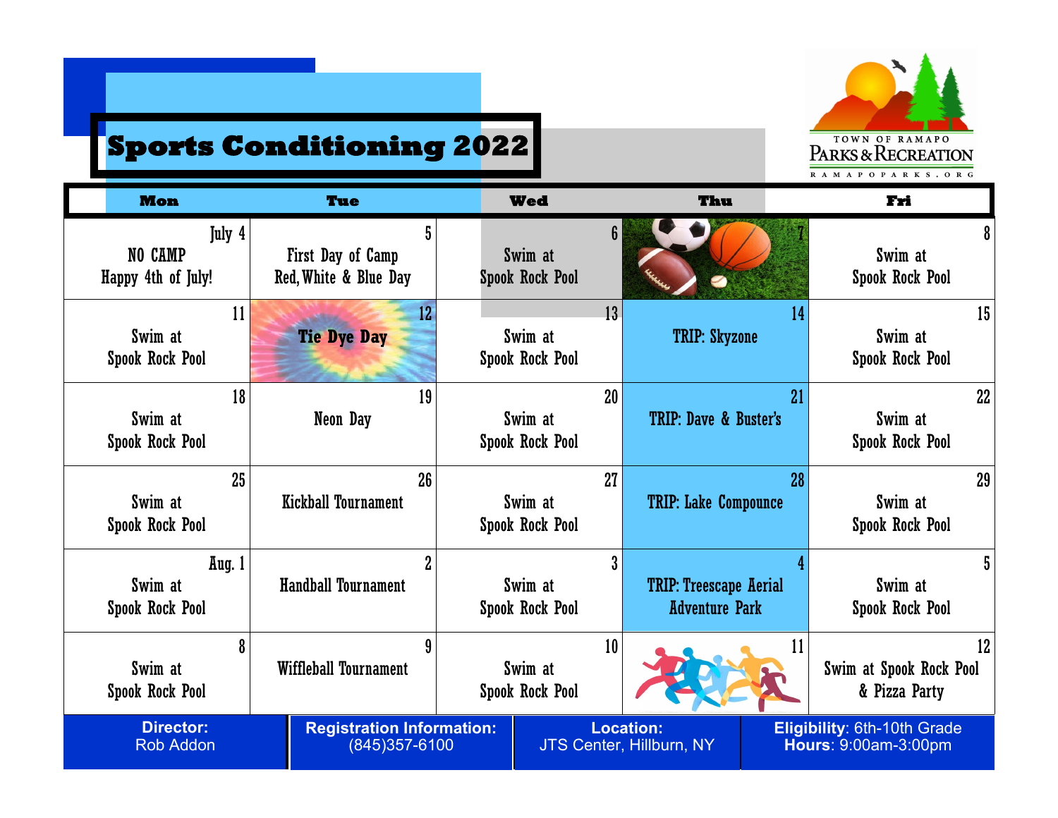# Sports Conditioning 2022

TOWN OF RAMAPO PARKS & RECREATION RAMAPOPARKS.ORG

| Mon | Tue | Wed | Thu | Fri |
|---|---|---|---|---|
| July 4<br>NO CAMP<br>Happy 4th of July! | 5<br>First Day of Camp<br>Red, White & Blue Day | 6<br>Swim at Spook Rock Pool | 7 | 8<br>Swim at Spook Rock Pool |
| 11<br>Swim at Spook Rock Pool | 12<br>**Tie Dye Day** | 13<br>Swim at Spook Rock Pool | 14<br>TRIP: Skyzone | 15<br>Swim at Spook Rock Pool |
| 18<br>Swim at Spook Rock Pool | 19<br>Neon Day | 20<br>Swim at Spook Rock Pool | 21<br>TRIP: Dave & Buster's | 22<br>Swim at Spook Rock Pool |
| 25<br>Swim at Spook Rock Pool | 26<br>Kickball Tournament | 27<br>Swim at Spook Rock Pool | 28<br>TRIP: Lake Compounce | 29<br>Swim at Spook Rock Pool |
| Aug. 1<br>Swim at Spook Rock Pool | 2<br>Handball Tournament | 3<br>Swim at Spook Rock Pool | 4<br>TRIP: Treescape Aerial Adventure Park | 5<br>Swim at Spook Rock Pool |
| 8<br>Swim at Spook Rock Pool | 9<br>Wiffleball Tournament | 10<br>Swim at Spook Rock Pool | 11 | 12<br>Swim at Spook Rock Pool & Pizza Party |

**Director:** Rob Addon

**Registration Information:** (845)357-6100

**Location:** JTS Center, Hillburn, NY

**Eligibility**: 6th-10th Grade
**Hours**: 9:00am-3:00pm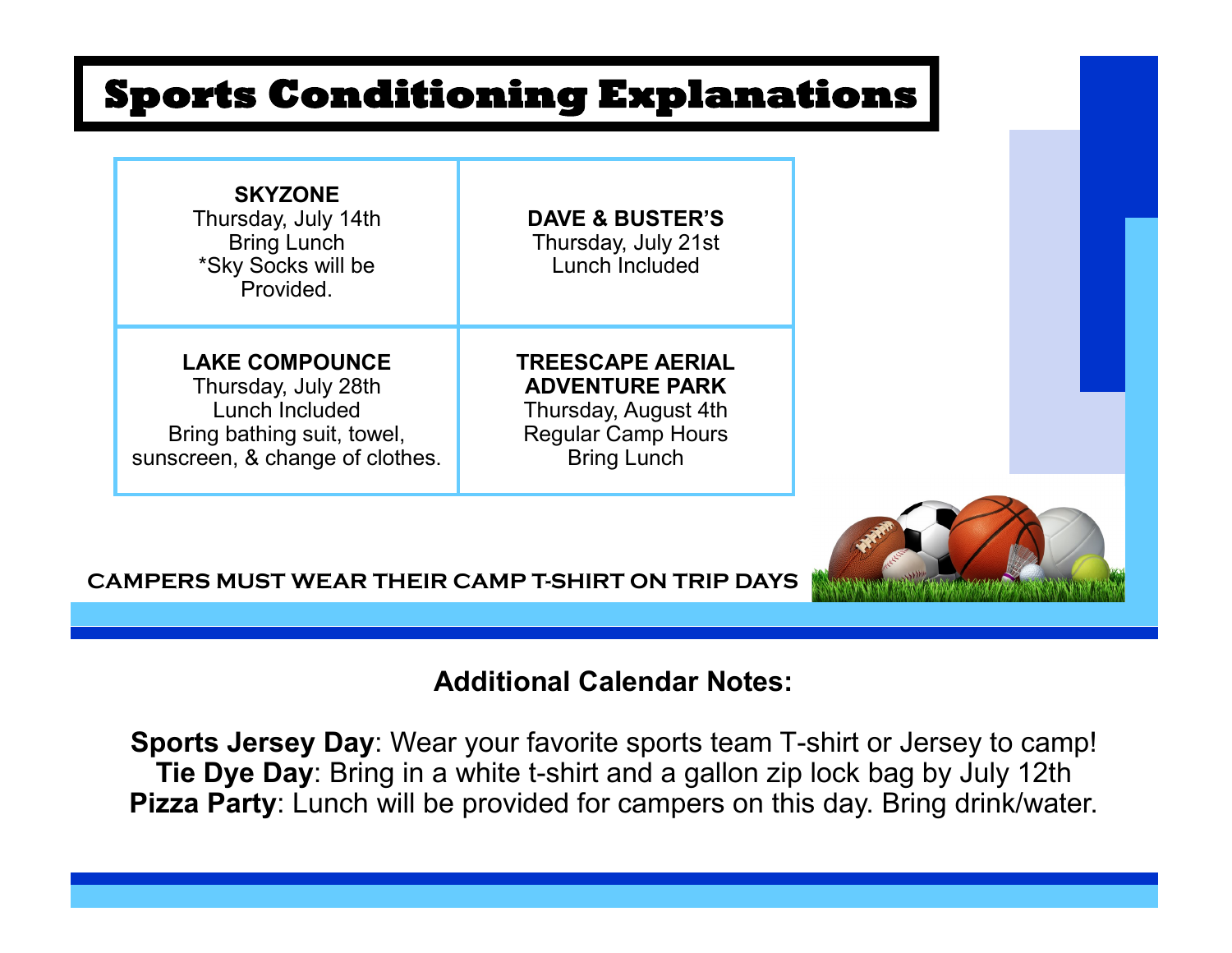# Sports Conditioning Explanations

| | |
|---|---|
| **SKYZONE**<br>Thursday, July 14th<br>Bring Lunch<br>*Sky Socks will be Provided. | **DAVE & BUSTER'S**<br>Thursday, July 21st<br>Lunch Included |
| **LAKE COMPOUNCE**<br>Thursday, July 28th<br>Lunch Included<br>Bring bathing suit, towel, sunscreen, & change of clothes. | **TREESCAPE AERIAL ADVENTURE PARK**<br>Thursday, August 4th<br>Regular Camp Hours<br>Bring Lunch |

**CAMPERS MUST WEAR THEIR CAMP T-SHIRT ON TRIP DAYS**

## Additional Calendar Notes:

**Sports Jersey Day**: Wear your favorite sports team T-shirt or Jersey to camp!
**Tie Dye Day**: Bring in a white t-shirt and a gallon zip lock bag by July 12th
**Pizza Party**: Lunch will be provided for campers on this day. Bring drink/water.